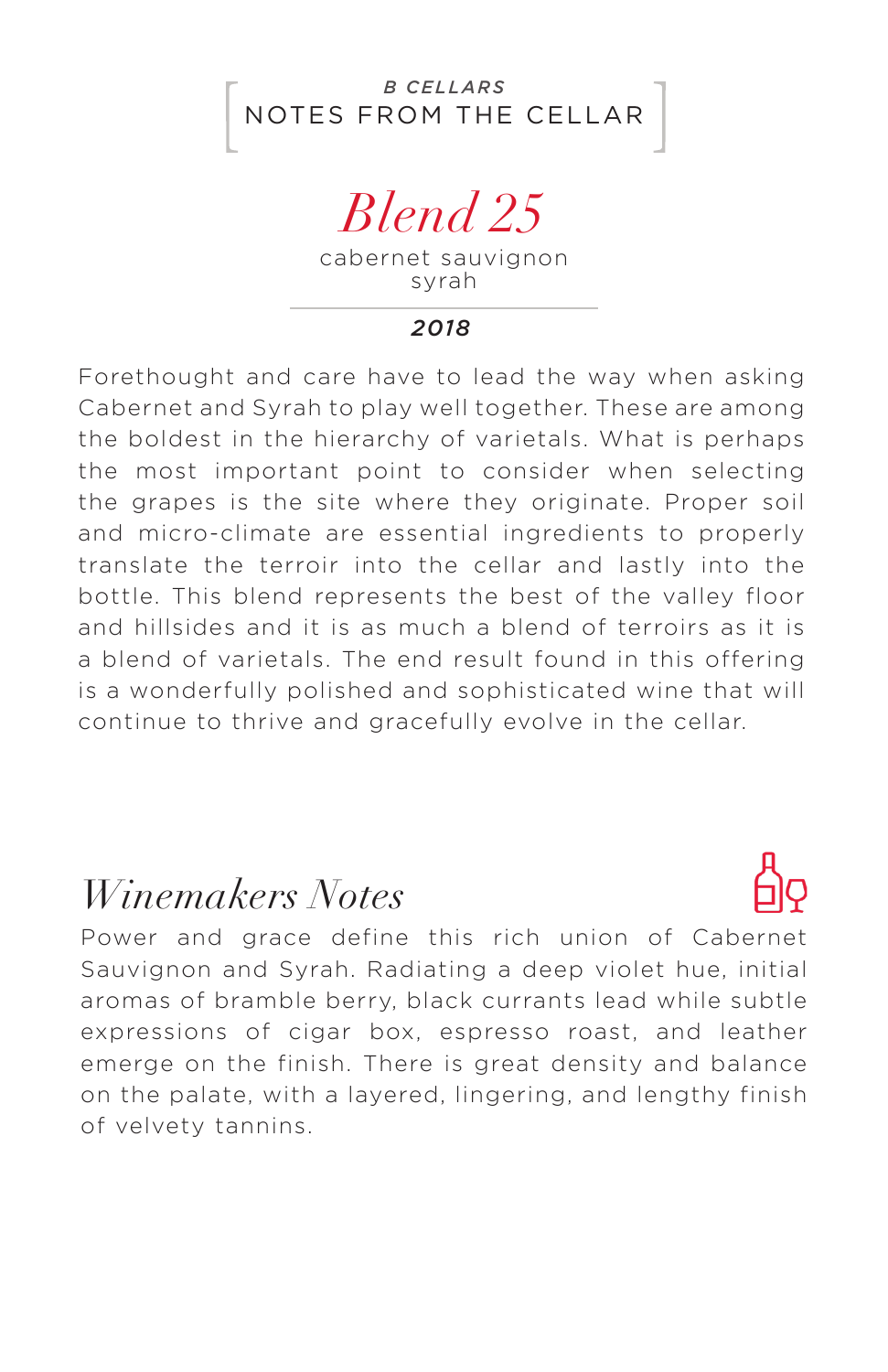*B CELLARS*

NOTES FROM THE CELLAR

# *Blend 25*

cabernet sauvignon
syrah

***2018***

Forethought and care have to lead the way when asking Cabernet and Syrah to play well together. These are among the boldest in the hierarchy of varietals. What is perhaps the most important point to consider when selecting the grapes is the site where they originate. Proper soil and micro-climate are essential ingredients to properly translate the terroir into the cellar and lastly into the bottle. This blend represents the best of the valley floor and hillsides and it is as much a blend of terroirs as it is a blend of varietals. The end result found in this offering is a wonderfully polished and sophisticated wine that will continue to thrive and gracefully evolve in the cellar.

## *Winemakers Notes*

Power and grace define this rich union of Cabernet Sauvignon and Syrah. Radiating a deep violet hue, initial aromas of bramble berry, black currants lead while subtle expressions of cigar box, espresso roast, and leather emerge on the finish. There is great density and balance on the palate, with a layered, lingering, and lengthy finish of velvety tannins.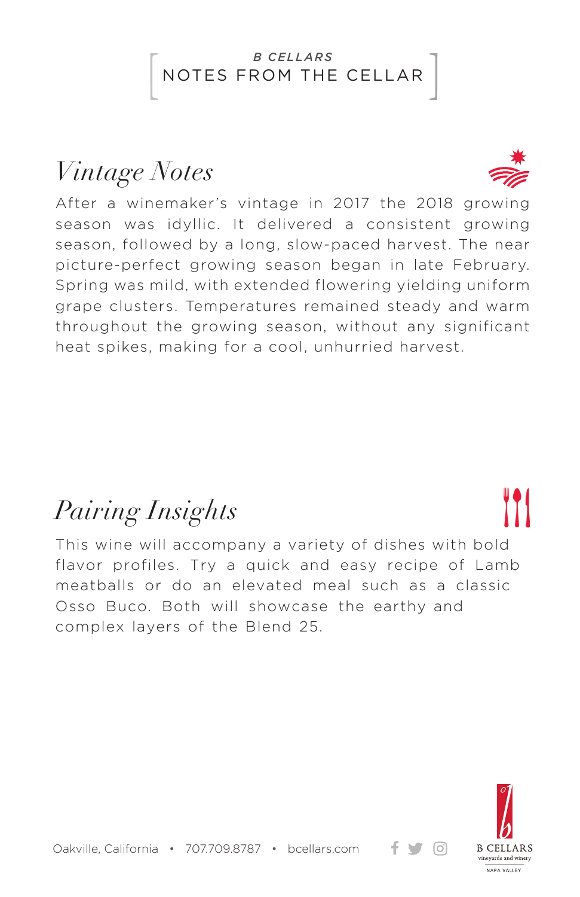B CELLARS
NOTES FROM THE CELLAR

## *Vintage Notes*

After a winemaker's vintage in 2017 the 2018 growing season was idyllic. It delivered a consistent growing season, followed by a long, slow-paced harvest. The near picture-perfect growing season began in late February. Spring was mild, with extended flowering yielding uniform grape clusters. Temperatures remained steady and warm throughout the growing season, without any significant heat spikes, making for a cool, unhurried harvest.

## *Pairing Insights*

This wine will accompany a variety of dishes with bold flavor profiles. Try a quick and easy recipe of Lamb meatballs or do an elevated meal such as a classic Osso Buco. Both will showcase the earthy and complex layers of the Blend 25.

Oakville, California • 707.709.8787 • bcellars.com

B CELLARS
vineyards and winery
NAPA VALLEY